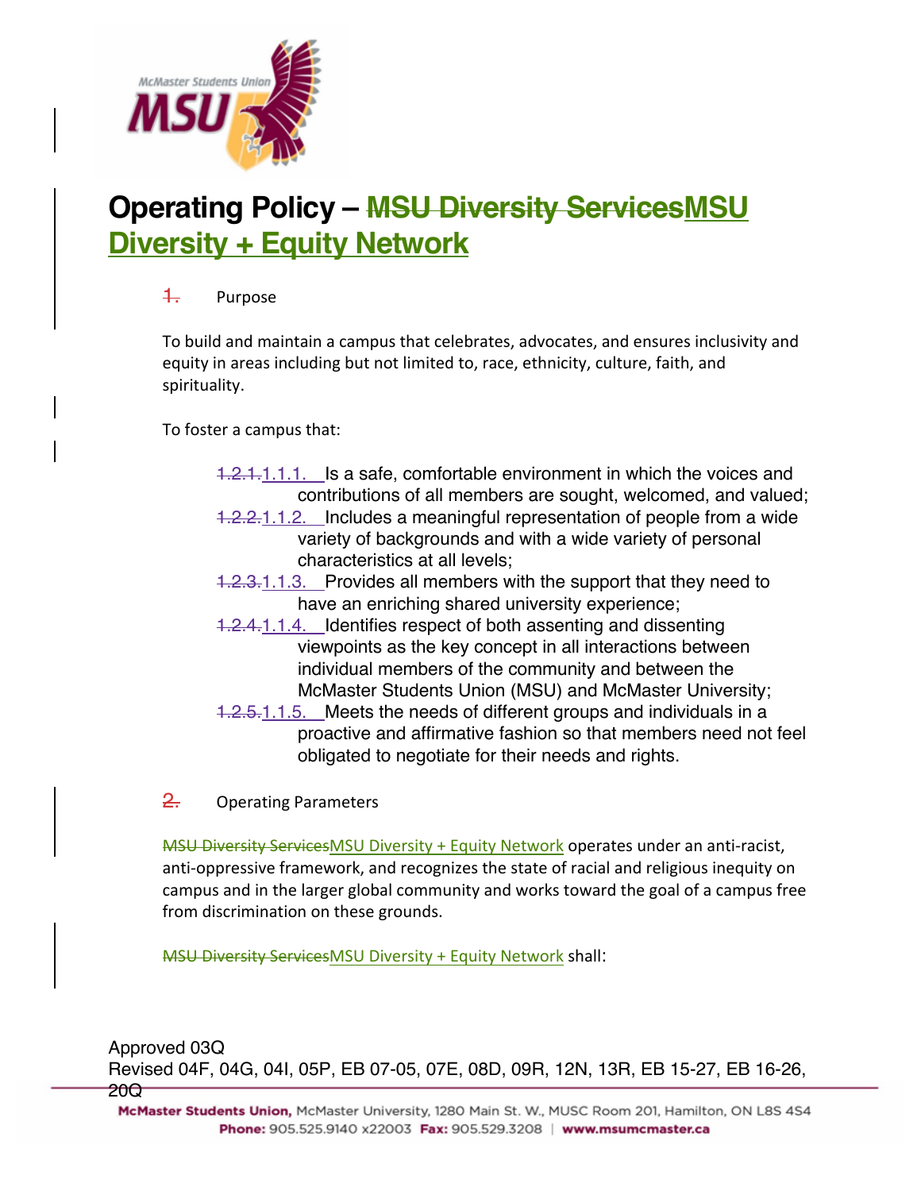# Operating Policy – ~~MSU Diversity Services~~MSU Diversity + Equity Network

~~1.~~ Purpose

To build and maintain a campus that celebrates, advocates, and ensures inclusivity and equity in areas including but not limited to, race, ethnicity, culture, faith, and spirituality.

To foster a campus that:

- ~~1.2.1.~~1.1.1. Is a safe, comfortable environment in which the voices and contributions of all members are sought, welcomed, and valued;
- ~~1.2.2.~~1.1.2. Includes a meaningful representation of people from a wide variety of backgrounds and with a wide variety of personal characteristics at all levels;
- ~~1.2.3.~~1.1.3. Provides all members with the support that they need to have an enriching shared university experience;
- ~~1.2.4.~~1.1.4. Identifies respect of both assenting and dissenting viewpoints as the key concept in all interactions between individual members of the community and between the McMaster Students Union (MSU) and McMaster University;
- ~~1.2.5.~~1.1.5. Meets the needs of different groups and individuals in a proactive and affirmative fashion so that members need not feel obligated to negotiate for their needs and rights.

~~2.~~ Operating Parameters

~~MSU Diversity Services~~MSU Diversity + Equity Network operates under an anti-racist, anti-oppressive framework, and recognizes the state of racial and religious inequity on campus and in the larger global community and works toward the goal of a campus free from discrimination on these grounds.

~~MSU Diversity Services~~MSU Diversity + Equity Network shall:

Approved 03Q
Revised 04F, 04G, 04I, 05P, EB 07-05, 07E, 08D, 09R, 12N, 13R, EB 15-27, EB 16-26, 20Q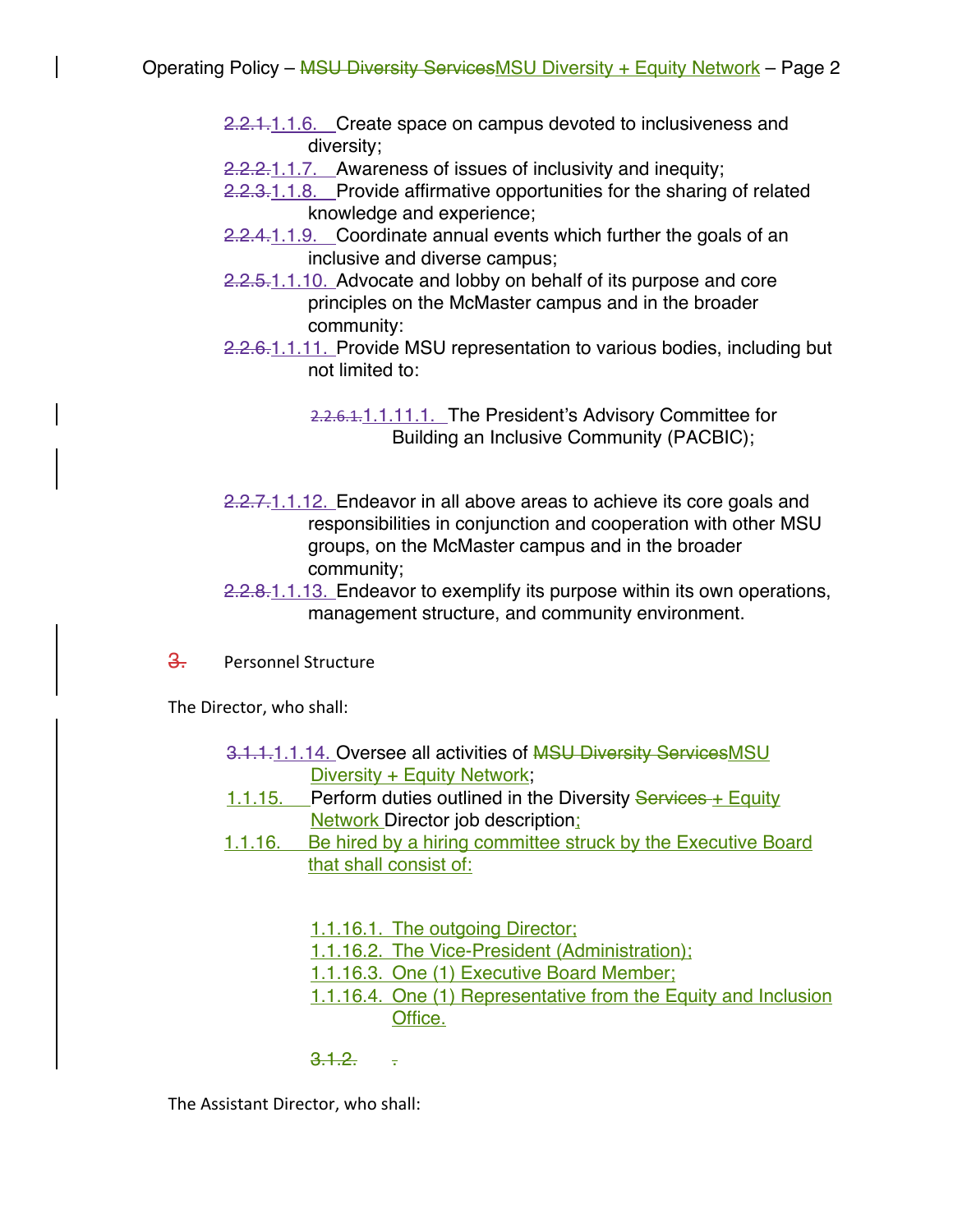- 2.2.1. 1.1.6. Create space on campus devoted to inclusiveness and diversity;
- 2.2.2. 1.1.7. Awareness of issues of inclusivity and inequity;
- 2.2.3. 1.1.8. Provide affirmative opportunities for the sharing of related knowledge and experience;
- 2.2.4. 1.1.9. Coordinate annual events which further the goals of an inclusive and diverse campus;
- 2.2.5. 1.1.10. Advocate and lobby on behalf of its purpose and core principles on the McMaster campus and in the broader community:
- 2.2.6. 1.1.11. Provide MSU representation to various bodies, including but not limited to:
  - 2.2.6.1. 1.1.11.1. The President's Advisory Committee for Building an Inclusive Community (PACBIC);
- 2.2.7. 1.1.12. Endeavor in all above areas to achieve its core goals and responsibilities in conjunction and cooperation with other MSU groups, on the McMaster campus and in the broader community;
- 2.2.8. 1.1.13. Endeavor to exemplify its purpose within its own operations, management structure, and community environment.

## 3. Personnel Structure

The Director, who shall:

- 3.1.1. 1.1.14. Oversee all activities of ~~MSU Diversity Services~~ MSU Diversity + Equity Network;
- 1.1.15. Perform duties outlined in the Diversity ~~Services~~ + Equity Network Director job description;
- 1.1.16. Be hired by a hiring committee struck by the Executive Board that shall consist of:
  - 1.1.16.1. The outgoing Director;
  - 1.1.16.2. The Vice-President (Administration);
  - 1.1.16.3. One (1) Executive Board Member;
  - 1.1.16.4. One (1) Representative from the Equity and Inclusion Office.

~~3.1.2. .~~

The Assistant Director, who shall: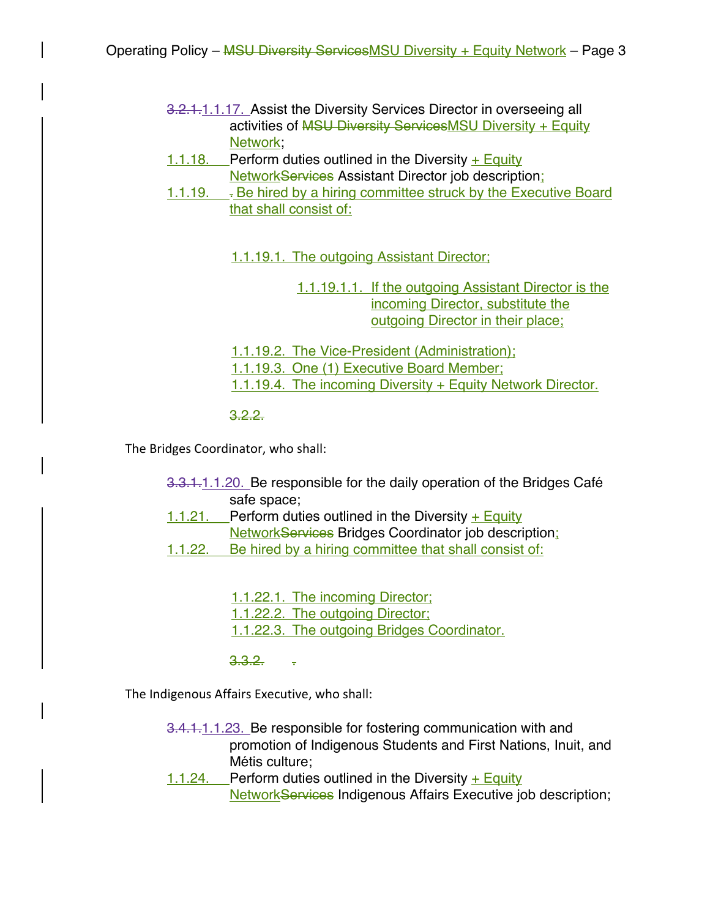3.2.1.1.1.17. Assist the Diversity Services Director in overseeing all activities of MSU Diversity ServicesMSU Diversity + Equity Network;

1.1.18. Perform duties outlined in the Diversity + Equity NetworkServices Assistant Director job description;

1.1.19. . Be hired by a hiring committee struck by the Executive Board that shall consist of:

- 1.1.19.1. The outgoing Assistant Director;
  - 1.1.19.1.1. If the outgoing Assistant Director is the incoming Director, substitute the outgoing Director in their place;
- 1.1.19.2. The Vice-President (Administration);
- 1.1.19.3. One (1) Executive Board Member;
- 1.1.19.4. The incoming Diversity + Equity Network Director.

3.2.2.

The Bridges Coordinator, who shall:

3.3.1.1.1.20. Be responsible for the daily operation of the Bridges Café safe space;

1.1.21. Perform duties outlined in the Diversity + Equity NetworkServices Bridges Coordinator job description;

1.1.22. Be hired by a hiring committee that shall consist of:

- 1.1.22.1. The incoming Director;
- 1.1.22.2. The outgoing Director;
- 1.1.22.3. The outgoing Bridges Coordinator.

3.3.2. .

The Indigenous Affairs Executive, who shall:

3.4.1.1.1.23. Be responsible for fostering communication with and promotion of Indigenous Students and First Nations, Inuit, and Métis culture;

1.1.24. Perform duties outlined in the Diversity + Equity NetworkServices Indigenous Affairs Executive job description;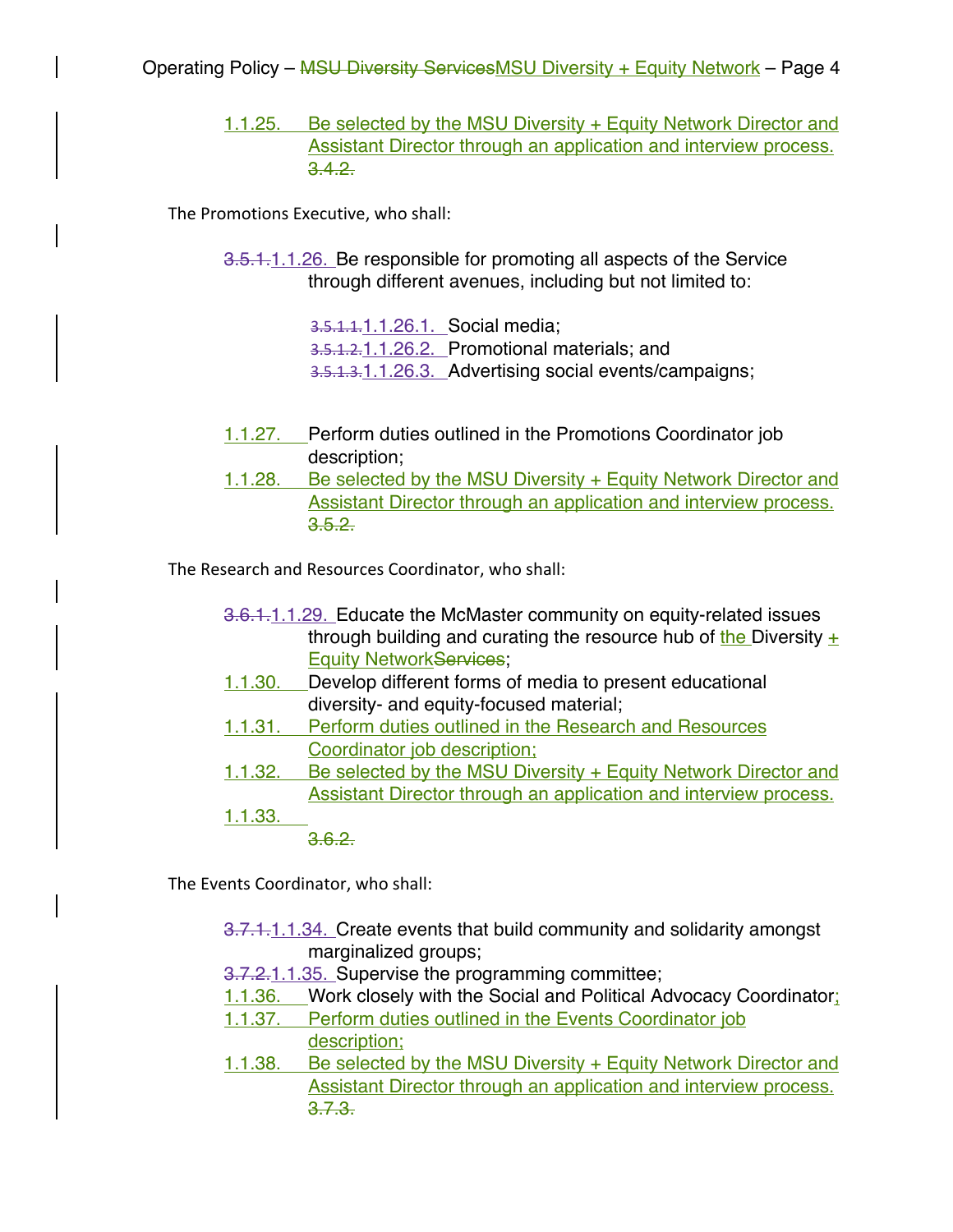1.1.25. Be selected by the MSU Diversity + Equity Network Director and Assistant Director through an application and interview process. ~~3.4.2.~~

The Promotions Executive, who shall:

~~3.5.1.~~1.1.26. Be responsible for promoting all aspects of the Service through different avenues, including but not limited to:

- ~~3.5.1.1.~~1.1.26.1. Social media;
- ~~3.5.1.2.~~1.1.26.2. Promotional materials; and
- ~~3.5.1.3.~~1.1.26.3. Advertising social events/campaigns;

1.1.27. Perform duties outlined in the Promotions Coordinator job description;

1.1.28. Be selected by the MSU Diversity + Equity Network Director and Assistant Director through an application and interview process. ~~3.5.2.~~

The Research and Resources Coordinator, who shall:

~~3.6.1.~~1.1.29. Educate the McMaster community on equity-related issues through building and curating the resource hub of the Diversity + Equity Network~~Services~~;

1.1.30. Develop different forms of media to present educational diversity- and equity-focused material;

1.1.31. Perform duties outlined in the Research and Resources Coordinator job description;

1.1.32. Be selected by the MSU Diversity + Equity Network Director and Assistant Director through an application and interview process.

1.1.33.

~~3.6.2.~~

The Events Coordinator, who shall:

~~3.7.1.~~1.1.34. Create events that build community and solidarity amongst marginalized groups;

~~3.7.2.~~1.1.35. Supervise the programming committee;

1.1.36. Work closely with the Social and Political Advocacy Coordinator;

1.1.37. Perform duties outlined in the Events Coordinator job description;

1.1.38. Be selected by the MSU Diversity + Equity Network Director and Assistant Director through an application and interview process. ~~3.7.3.~~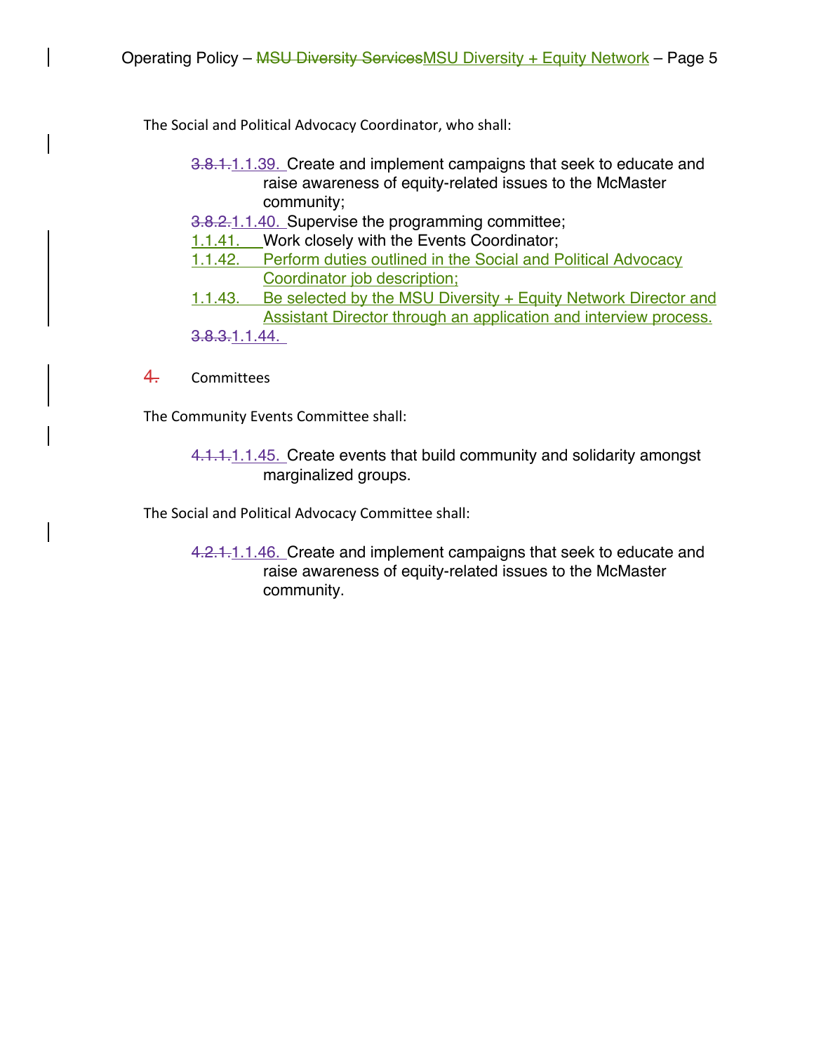The Social and Political Advocacy Coordinator, who shall:

- ~~3.8.1.~~1.1.39. Create and implement campaigns that seek to educate and raise awareness of equity-related issues to the McMaster community;
- ~~3.8.2.~~1.1.40. Supervise the programming committee;
- 1.1.41. Work closely with the Events Coordinator;
- 1.1.42. Perform duties outlined in the Social and Political Advocacy Coordinator job description;
- 1.1.43. Be selected by the MSU Diversity + Equity Network Director and Assistant Director through an application and interview process.
- ~~3.8.3.~~1.1.44.

## ~~4.~~ Committees

The Community Events Committee shall:

- ~~4.1.1.~~1.1.45. Create events that build community and solidarity amongst marginalized groups.

The Social and Political Advocacy Committee shall:

- ~~4.2.1.~~1.1.46. Create and implement campaigns that seek to educate and raise awareness of equity-related issues to the McMaster community.